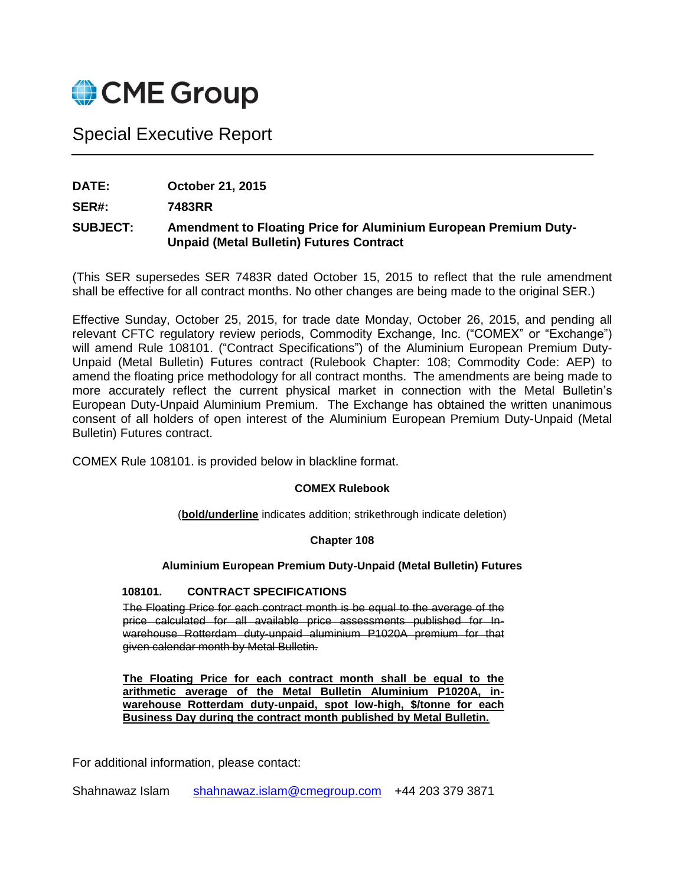CME Group

# Special Executive Report

**DATE:** October 21, 2015

**SER#:** 7483RR

**SUBJECT:** Amendment to Floating Price for Aluminium European Premium Duty-Unpaid (Metal Bulletin) Futures Contract

(This SER supersedes SER 7483R dated October 15, 2015 to reflect that the rule amendment shall be effective for all contract months. No other changes are being made to the original SER.)

Effective Sunday, October 25, 2015, for trade date Monday, October 26, 2015, and pending all relevant CFTC regulatory review periods, Commodity Exchange, Inc. ("COMEX" or "Exchange") will amend Rule 108101. ("Contract Specifications") of the Aluminium European Premium Duty-Unpaid (Metal Bulletin) Futures contract (Rulebook Chapter: 108; Commodity Code: AEP) to amend the floating price methodology for all contract months. The amendments are being made to more accurately reflect the current physical market in connection with the Metal Bulletin's European Duty-Unpaid Aluminium Premium. The Exchange has obtained the written unanimous consent of all holders of open interest of the Aluminium European Premium Duty-Unpaid (Metal Bulletin) Futures contract.

COMEX Rule 108101. is provided below in blackline format.

**COMEX Rulebook**

(**bold/underline** indicates addition; strikethrough indicate deletion)

**Chapter 108**

**Aluminium European Premium Duty-Unpaid (Metal Bulletin) Futures**

**108101. CONTRACT SPECIFICATIONS**

~~The Floating Price for each contract month is be equal to the average of the price calculated for all available price assessments published for In-warehouse Rotterdam duty-unpaid aluminium P1020A premium for that given calendar month by Metal Bulletin.~~

**<u>The Floating Price for each contract month shall be equal to the arithmetic average of the Metal Bulletin Aluminium P1020A, in-warehouse Rotterdam duty-unpaid, spot low-high, $/tonne for each Business Day during the contract month published by Metal Bulletin.</u>**

For additional information, please contact:

Shahnawaz Islam shahnawaz.islam@cmegroup.com +44 203 379 3871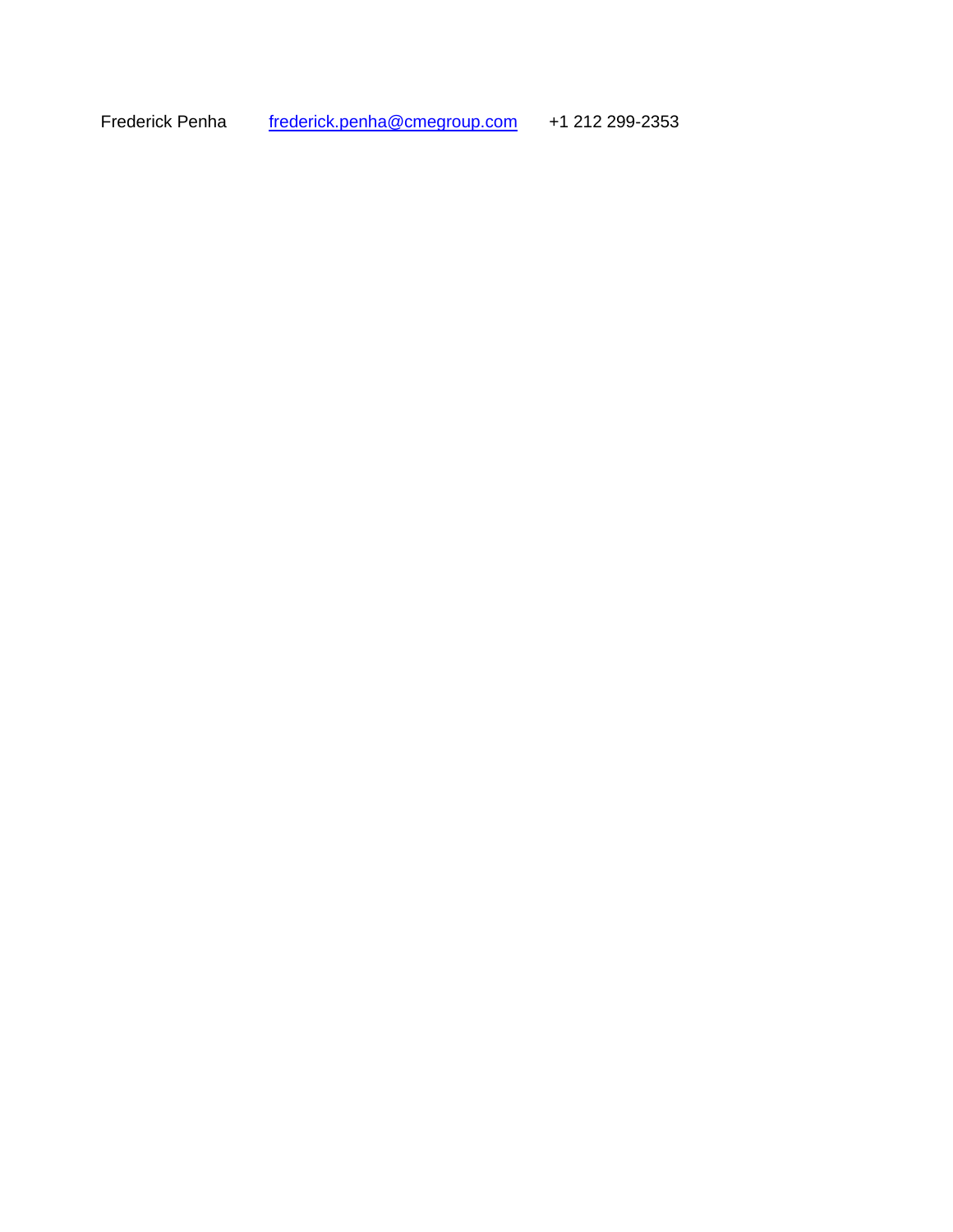Frederick Penha frederick.penha@cmegroup.com +1 212 299-2353